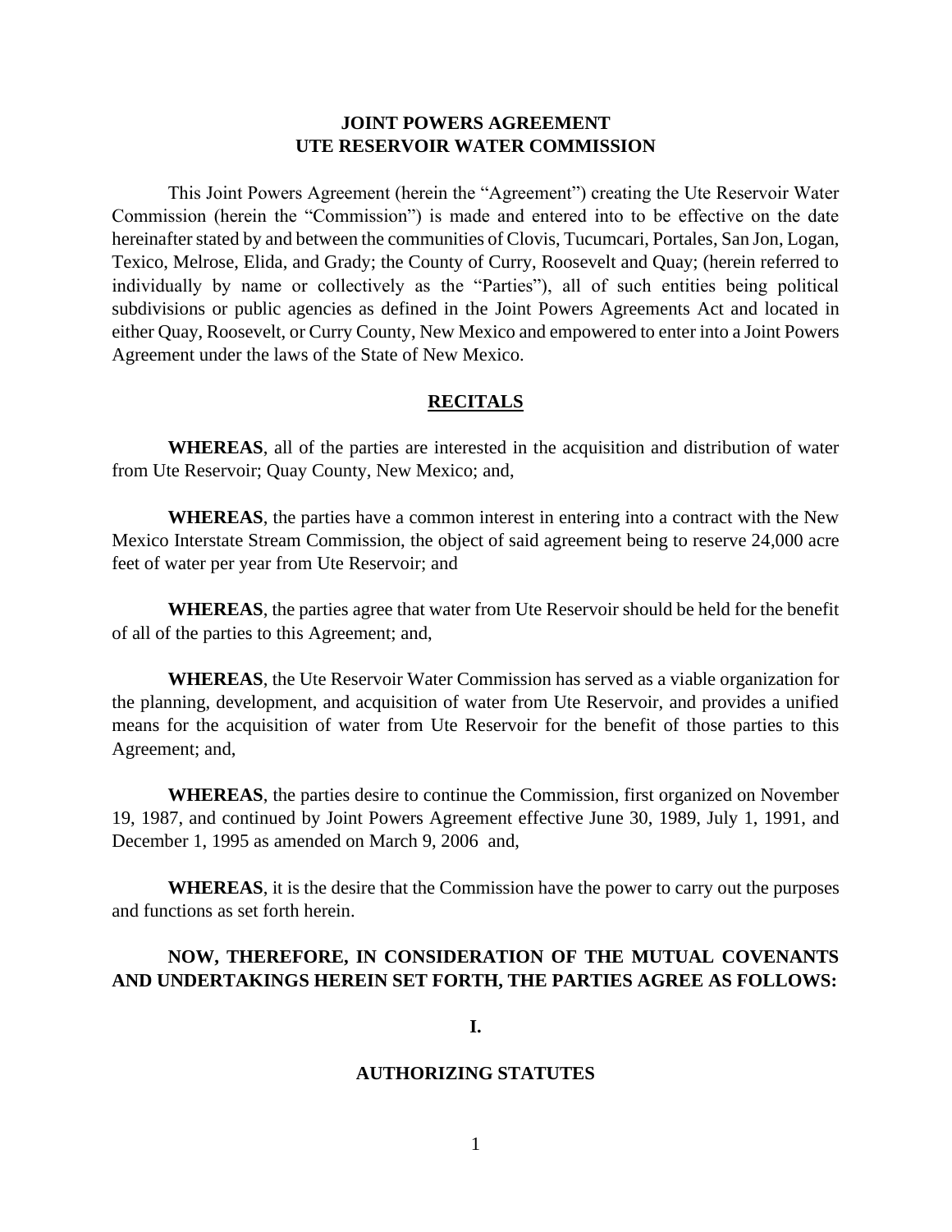# JOINT POWERS AGREEMENT
# UTE RESERVOIR WATER COMMISSION

This Joint Powers Agreement (herein the "Agreement") creating the Ute Reservoir Water Commission (herein the "Commission") is made and entered into to be effective on the date hereinafter stated by and between the communities of Clovis, Tucumcari, Portales, San Jon, Logan, Texico, Melrose, Elida, and Grady; the County of Curry, Roosevelt and Quay; (herein referred to individually by name or collectively as the "Parties"), all of such entities being political subdivisions or public agencies as defined in the Joint Powers Agreements Act and located in either Quay, Roosevelt, or Curry County, New Mexico and empowered to enter into a Joint Powers Agreement under the laws of the State of New Mexico.

## RECITALS

**WHEREAS**, all of the parties are interested in the acquisition and distribution of water from Ute Reservoir; Quay County, New Mexico; and,

**WHEREAS**, the parties have a common interest in entering into a contract with the New Mexico Interstate Stream Commission, the object of said agreement being to reserve 24,000 acre feet of water per year from Ute Reservoir; and

**WHEREAS**, the parties agree that water from Ute Reservoir should be held for the benefit of all of the parties to this Agreement; and,

**WHEREAS**, the Ute Reservoir Water Commission has served as a viable organization for the planning, development, and acquisition of water from Ute Reservoir, and provides a unified means for the acquisition of water from Ute Reservoir for the benefit of those parties to this Agreement; and,

**WHEREAS**, the parties desire to continue the Commission, first organized on November 19, 1987, and continued by Joint Powers Agreement effective June 30, 1989, July 1, 1991, and December 1, 1995 as amended on March 9, 2006 and,

**WHEREAS**, it is the desire that the Commission have the power to carry out the purposes and functions as set forth herein.

**NOW, THEREFORE, IN CONSIDERATION OF THE MUTUAL COVENANTS AND UNDERTAKINGS HEREIN SET FORTH, THE PARTIES AGREE AS FOLLOWS:**

## I.

## AUTHORIZING STATUTES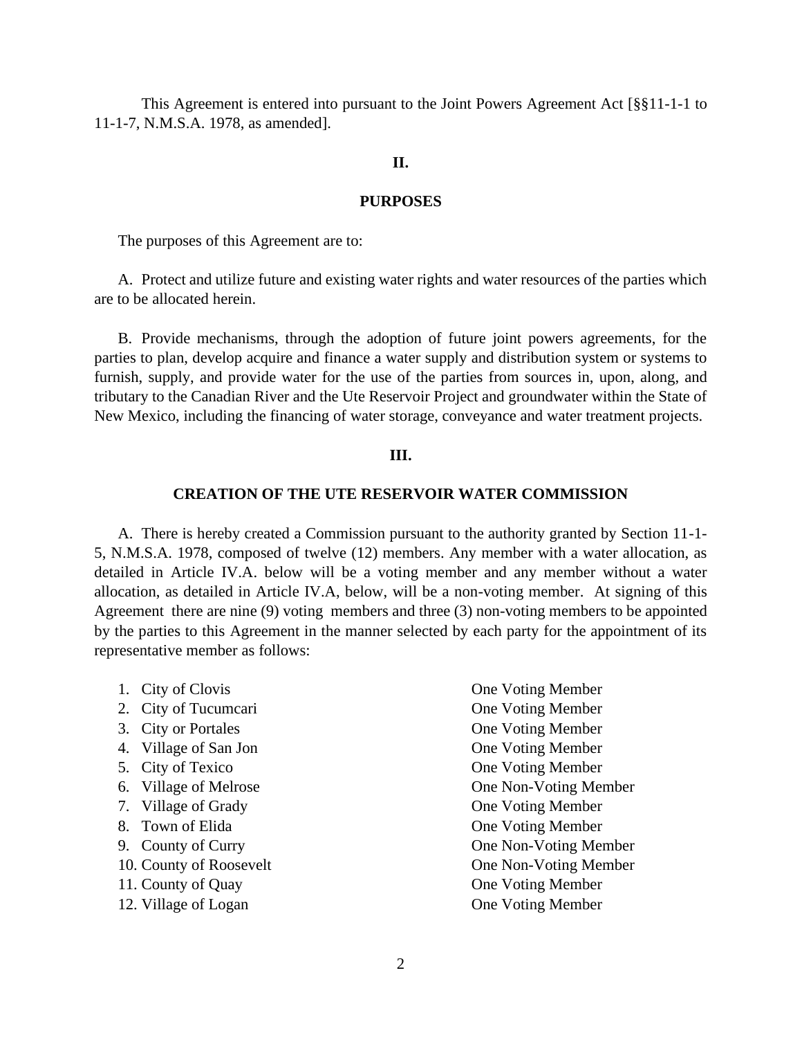This Agreement is entered into pursuant to the Joint Powers Agreement Act [§§11-1-1 to 11-1-7, N.M.S.A. 1978, as amended].

## II.

## PURPOSES

The purposes of this Agreement are to:

A. Protect and utilize future and existing water rights and water resources of the parties which are to be allocated herein.

B. Provide mechanisms, through the adoption of future joint powers agreements, for the parties to plan, develop acquire and finance a water supply and distribution system or systems to furnish, supply, and provide water for the use of the parties from sources in, upon, along, and tributary to the Canadian River and the Ute Reservoir Project and groundwater within the State of New Mexico, including the financing of water storage, conveyance and water treatment projects.

## III.

## CREATION OF THE UTE RESERVOIR WATER COMMISSION

A. There is hereby created a Commission pursuant to the authority granted by Section 11-1-5, N.M.S.A. 1978, composed of twelve (12) members. Any member with a water allocation, as detailed in Article IV.A. below will be a voting member and any member without a water allocation, as detailed in Article IV.A, below, will be a non-voting member. At signing of this Agreement there are nine (9) voting members and three (3) non-voting members to be appointed by the parties to this Agreement in the manner selected by each party for the appointment of its representative member as follows:

1. City of Clovis — One Voting Member
2. City of Tucumcari — One Voting Member
3. City or Portales — One Voting Member
4. Village of San Jon — One Voting Member
5. City of Texico — One Voting Member
6. Village of Melrose — One Non-Voting Member
7. Village of Grady — One Voting Member
8. Town of Elida — One Voting Member
9. County of Curry — One Non-Voting Member
10. County of Roosevelt — One Non-Voting Member
11. County of Quay — One Voting Member
12. Village of Logan — One Voting Member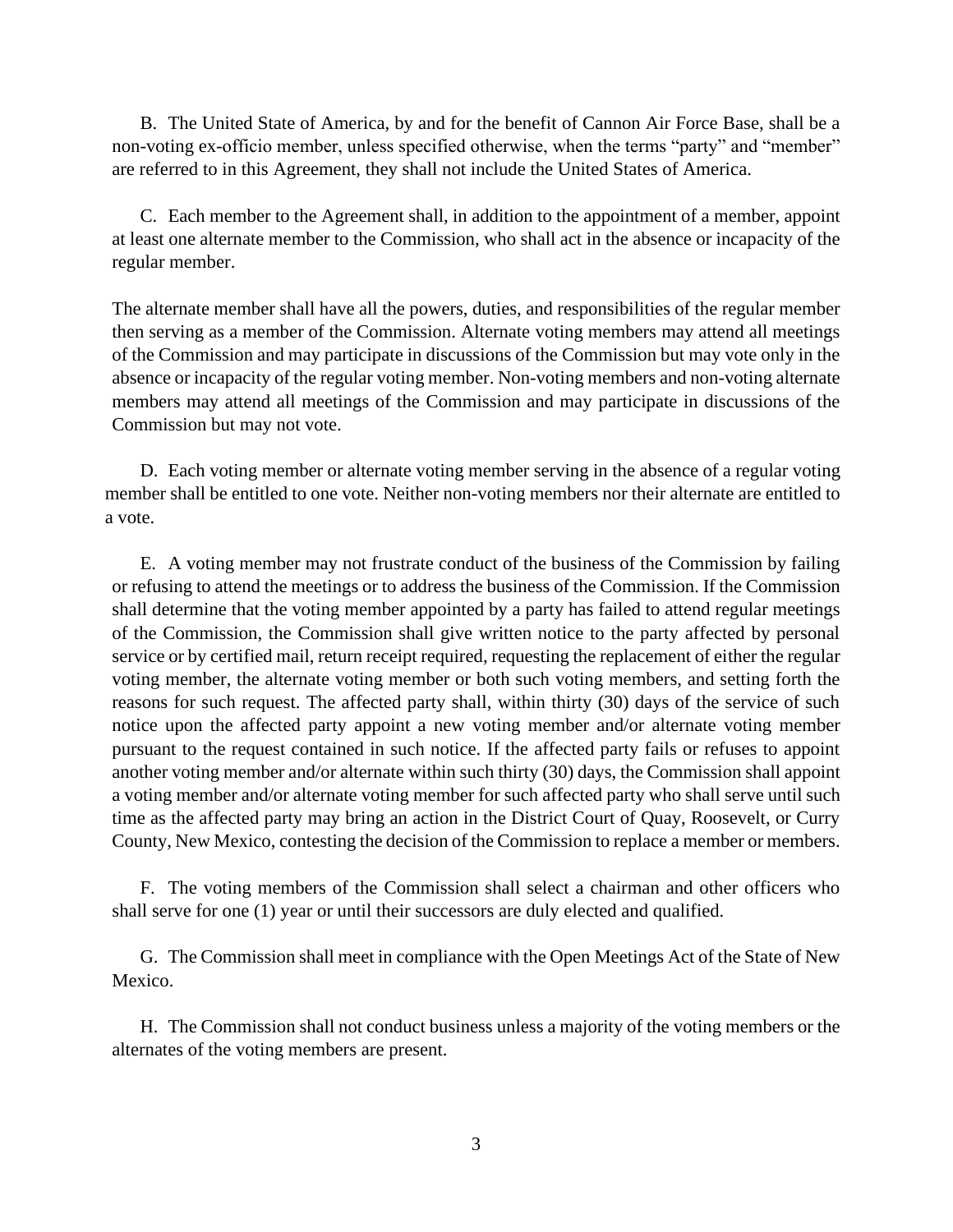B. The United State of America, by and for the benefit of Cannon Air Force Base, shall be a non-voting ex-officio member, unless specified otherwise, when the terms "party" and "member" are referred to in this Agreement, they shall not include the United States of America.

C. Each member to the Agreement shall, in addition to the appointment of a member, appoint at least one alternate member to the Commission, who shall act in the absence or incapacity of the regular member.

The alternate member shall have all the powers, duties, and responsibilities of the regular member then serving as a member of the Commission. Alternate voting members may attend all meetings of the Commission and may participate in discussions of the Commission but may vote only in the absence or incapacity of the regular voting member. Non-voting members and non-voting alternate members may attend all meetings of the Commission and may participate in discussions of the Commission but may not vote.

D. Each voting member or alternate voting member serving in the absence of a regular voting member shall be entitled to one vote. Neither non-voting members nor their alternate are entitled to a vote.

E. A voting member may not frustrate conduct of the business of the Commission by failing or refusing to attend the meetings or to address the business of the Commission. If the Commission shall determine that the voting member appointed by a party has failed to attend regular meetings of the Commission, the Commission shall give written notice to the party affected by personal service or by certified mail, return receipt required, requesting the replacement of either the regular voting member, the alternate voting member or both such voting members, and setting forth the reasons for such request. The affected party shall, within thirty (30) days of the service of such notice upon the affected party appoint a new voting member and/or alternate voting member pursuant to the request contained in such notice. If the affected party fails or refuses to appoint another voting member and/or alternate within such thirty (30) days, the Commission shall appoint a voting member and/or alternate voting member for such affected party who shall serve until such time as the affected party may bring an action in the District Court of Quay, Roosevelt, or Curry County, New Mexico, contesting the decision of the Commission to replace a member or members.

F. The voting members of the Commission shall select a chairman and other officers who shall serve for one (1) year or until their successors are duly elected and qualified.

G. The Commission shall meet in compliance with the Open Meetings Act of the State of New Mexico.

H. The Commission shall not conduct business unless a majority of the voting members or the alternates of the voting members are present.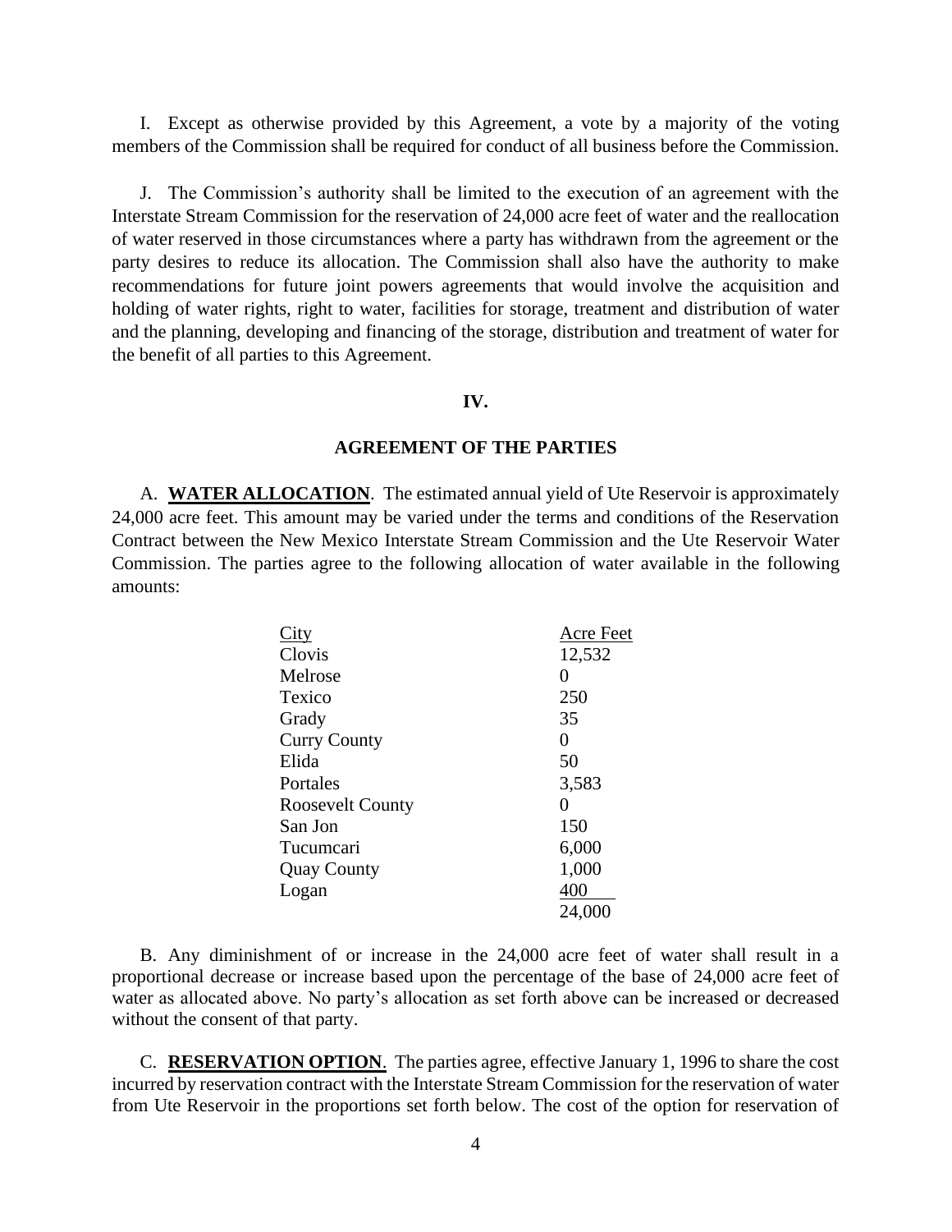I. Except as otherwise provided by this Agreement, a vote by a majority of the voting members of the Commission shall be required for conduct of all business before the Commission.

J. The Commission's authority shall be limited to the execution of an agreement with the Interstate Stream Commission for the reservation of 24,000 acre feet of water and the reallocation of water reserved in those circumstances where a party has withdrawn from the agreement or the party desires to reduce its allocation. The Commission shall also have the authority to make recommendations for future joint powers agreements that would involve the acquisition and holding of water rights, right to water, facilities for storage, treatment and distribution of water and the planning, developing and financing of the storage, distribution and treatment of water for the benefit of all parties to this Agreement.

## IV.

## AGREEMENT OF THE PARTIES

A. **WATER ALLOCATION**. The estimated annual yield of Ute Reservoir is approximately 24,000 acre feet. This amount may be varied under the terms and conditions of the Reservation Contract between the New Mexico Interstate Stream Commission and the Ute Reservoir Water Commission. The parties agree to the following allocation of water available in the following amounts:

| City | Acre Feet |
|---|---|
| Clovis | 12,532 |
| Melrose | 0 |
| Texico | 250 |
| Grady | 35 |
| Curry County | 0 |
| Elida | 50 |
| Portales | 3,583 |
| Roosevelt County | 0 |
| San Jon | 150 |
| Tucumcari | 6,000 |
| Quay County | 1,000 |
| Logan | 400 |
| | 24,000 |

B. Any diminishment of or increase in the 24,000 acre feet of water shall result in a proportional decrease or increase based upon the percentage of the base of 24,000 acre feet of water as allocated above. No party's allocation as set forth above can be increased or decreased without the consent of that party.

C. **RESERVATION OPTION**. The parties agree, effective January 1, 1996 to share the cost incurred by reservation contract with the Interstate Stream Commission for the reservation of water from Ute Reservoir in the proportions set forth below. The cost of the option for reservation of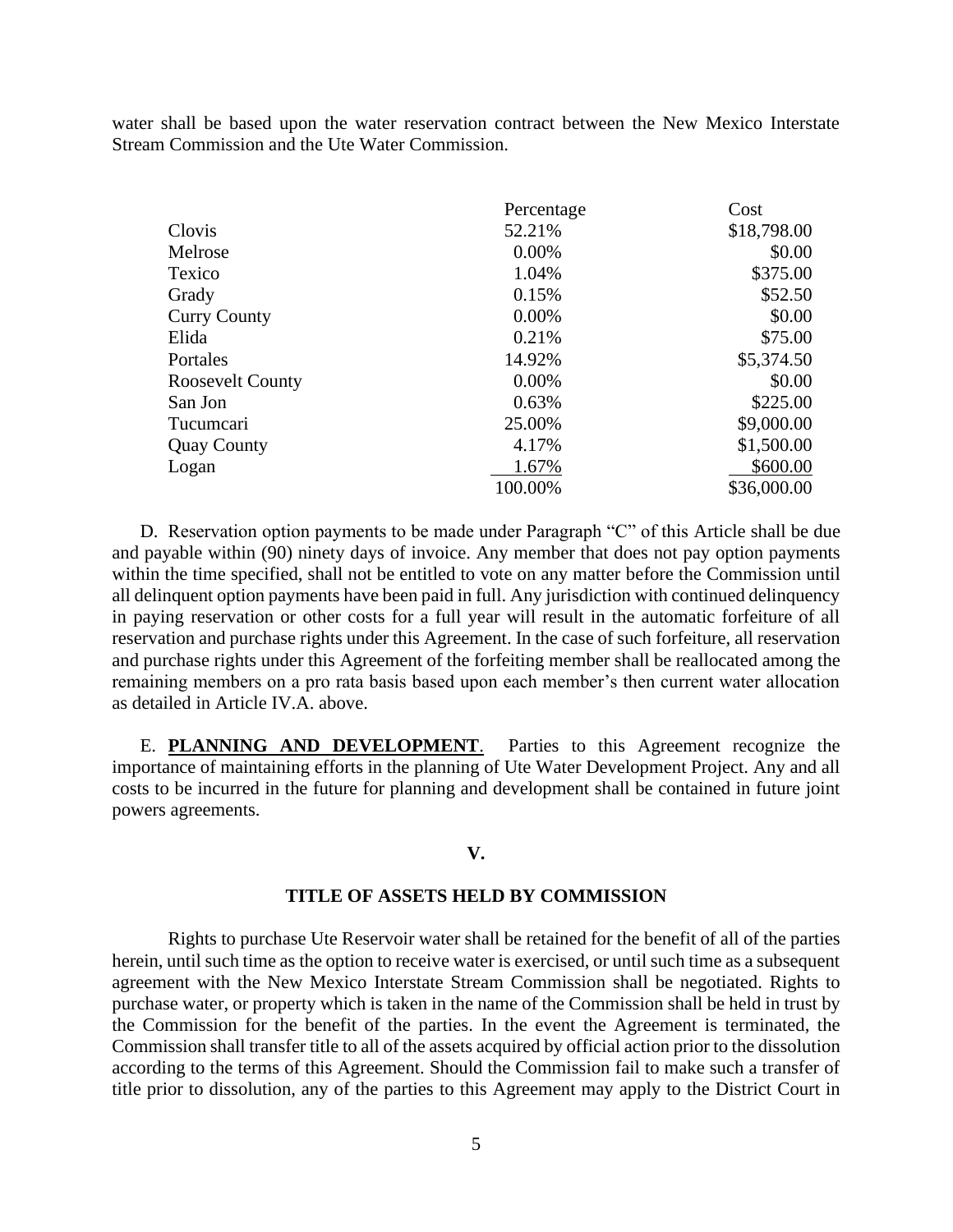water shall be based upon the water reservation contract between the New Mexico Interstate Stream Commission and the Ute Water Commission.

| | Percentage | Cost |
|---|---|---|
| Clovis | 52.21% | $18,798.00 |
| Melrose | 0.00% | $0.00 |
| Texico | 1.04% | $375.00 |
| Grady | 0.15% | $52.50 |
| Curry County | 0.00% | $0.00 |
| Elida | 0.21% | $75.00 |
| Portales | 14.92% | $5,374.50 |
| Roosevelt County | 0.00% | $0.00 |
| San Jon | 0.63% | $225.00 |
| Tucumcari | 25.00% | $9,000.00 |
| Quay County | 4.17% | $1,500.00 |
| Logan | 1.67% | $600.00 |
| | 100.00% | $36,000.00 |

D. Reservation option payments to be made under Paragraph "C" of this Article shall be due and payable within (90) ninety days of invoice. Any member that does not pay option payments within the time specified, shall not be entitled to vote on any matter before the Commission until all delinquent option payments have been paid in full. Any jurisdiction with continued delinquency in paying reservation or other costs for a full year will result in the automatic forfeiture of all reservation and purchase rights under this Agreement. In the case of such forfeiture, all reservation and purchase rights under this Agreement of the forfeiting member shall be reallocated among the remaining members on a pro rata basis based upon each member's then current water allocation as detailed in Article IV.A. above.

E. **PLANNING AND DEVELOPMENT**. Parties to this Agreement recognize the importance of maintaining efforts in the planning of Ute Water Development Project. Any and all costs to be incurred in the future for planning and development shall be contained in future joint powers agreements.

## V.

## TITLE OF ASSETS HELD BY COMMISSION

Rights to purchase Ute Reservoir water shall be retained for the benefit of all of the parties herein, until such time as the option to receive water is exercised, or until such time as a subsequent agreement with the New Mexico Interstate Stream Commission shall be negotiated. Rights to purchase water, or property which is taken in the name of the Commission shall be held in trust by the Commission for the benefit of the parties. In the event the Agreement is terminated, the Commission shall transfer title to all of the assets acquired by official action prior to the dissolution according to the terms of this Agreement. Should the Commission fail to make such a transfer of title prior to dissolution, any of the parties to this Agreement may apply to the District Court in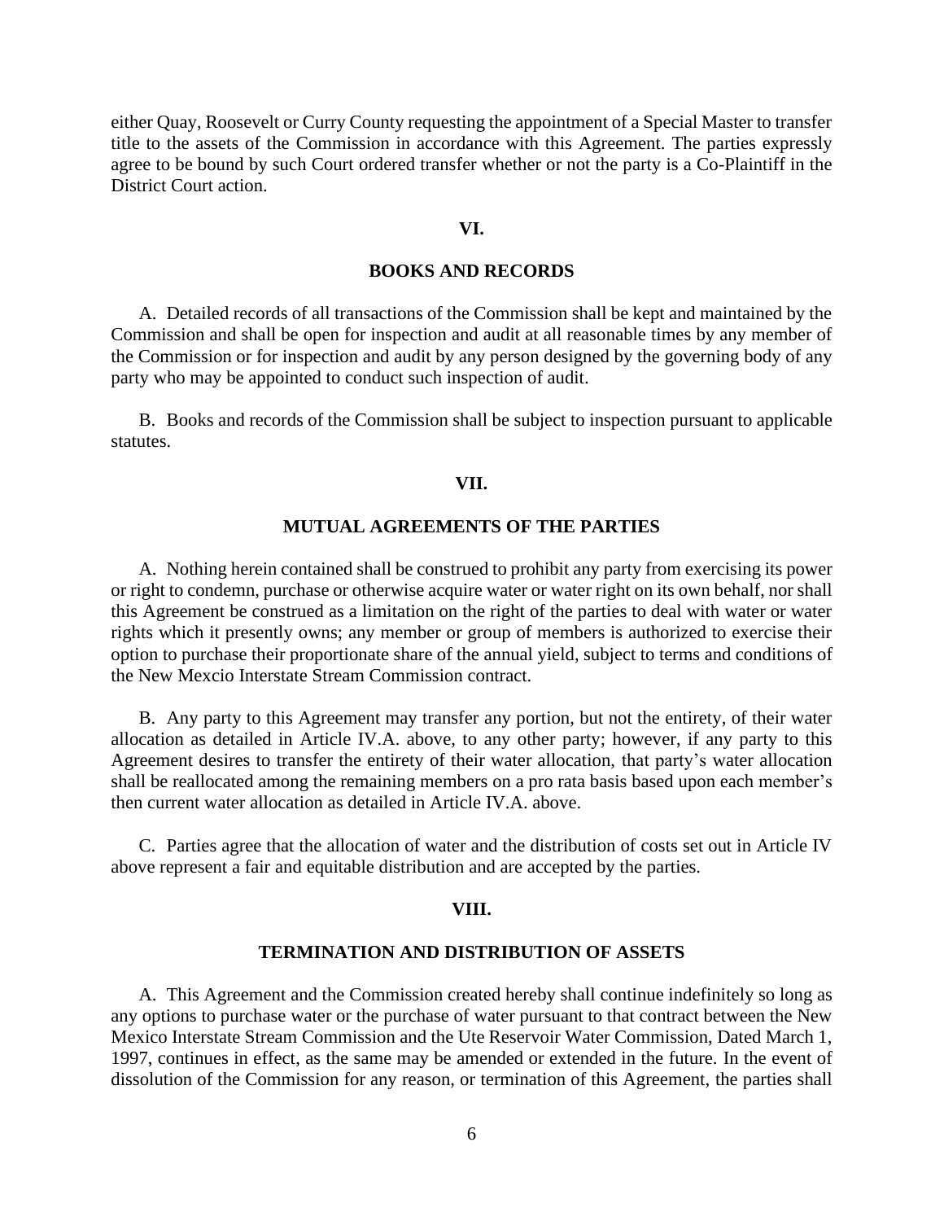either Quay, Roosevelt or Curry County requesting the appointment of a Special Master to transfer title to the assets of the Commission in accordance with this Agreement. The parties expressly agree to be bound by such Court ordered transfer whether or not the party is a Co-Plaintiff in the District Court action.

## VI.

## BOOKS AND RECORDS

A. Detailed records of all transactions of the Commission shall be kept and maintained by the Commission and shall be open for inspection and audit at all reasonable times by any member of the Commission or for inspection and audit by any person designed by the governing body of any party who may be appointed to conduct such inspection of audit.

B. Books and records of the Commission shall be subject to inspection pursuant to applicable statutes.

## VII.

## MUTUAL AGREEMENTS OF THE PARTIES

A. Nothing herein contained shall be construed to prohibit any party from exercising its power or right to condemn, purchase or otherwise acquire water or water right on its own behalf, nor shall this Agreement be construed as a limitation on the right of the parties to deal with water or water rights which it presently owns; any member or group of members is authorized to exercise their option to purchase their proportionate share of the annual yield, subject to terms and conditions of the New Mexcio Interstate Stream Commission contract.

B. Any party to this Agreement may transfer any portion, but not the entirety, of their water allocation as detailed in Article IV.A. above, to any other party; however, if any party to this Agreement desires to transfer the entirety of their water allocation, that party's water allocation shall be reallocated among the remaining members on a pro rata basis based upon each member's then current water allocation as detailed in Article IV.A. above.

C. Parties agree that the allocation of water and the distribution of costs set out in Article IV above represent a fair and equitable distribution and are accepted by the parties.

## VIII.

## TERMINATION AND DISTRIBUTION OF ASSETS

A. This Agreement and the Commission created hereby shall continue indefinitely so long as any options to purchase water or the purchase of water pursuant to that contract between the New Mexico Interstate Stream Commission and the Ute Reservoir Water Commission, Dated March 1, 1997, continues in effect, as the same may be amended or extended in the future. In the event of dissolution of the Commission for any reason, or termination of this Agreement, the parties shall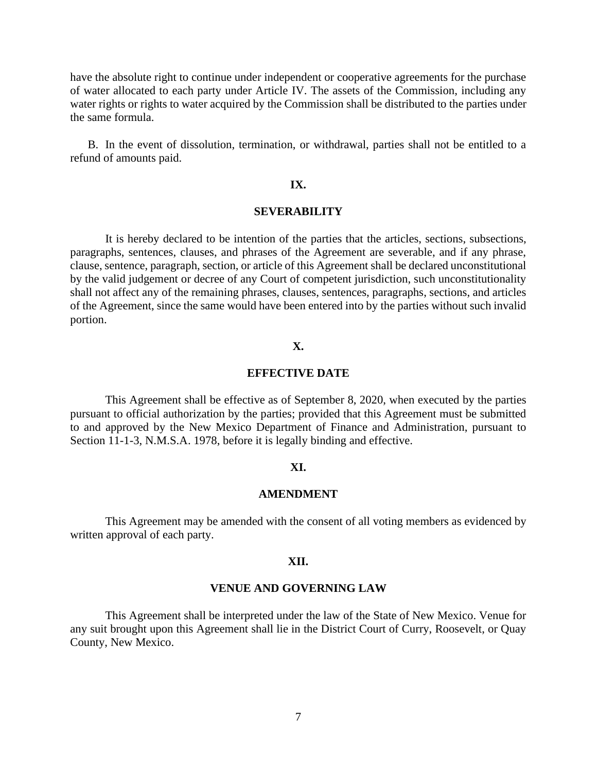have the absolute right to continue under independent or cooperative agreements for the purchase of water allocated to each party under Article IV. The assets of the Commission, including any water rights or rights to water acquired by the Commission shall be distributed to the parties under the same formula.

B. In the event of dissolution, termination, or withdrawal, parties shall not be entitled to a refund of amounts paid.

## IX.

## SEVERABILITY

It is hereby declared to be intention of the parties that the articles, sections, subsections, paragraphs, sentences, clauses, and phrases of the Agreement are severable, and if any phrase, clause, sentence, paragraph, section, or article of this Agreement shall be declared unconstitutional by the valid judgement or decree of any Court of competent jurisdiction, such unconstitutionality shall not affect any of the remaining phrases, clauses, sentences, paragraphs, sections, and articles of the Agreement, since the same would have been entered into by the parties without such invalid portion.

## X.

## EFFECTIVE DATE

This Agreement shall be effective as of September 8, 2020, when executed by the parties pursuant to official authorization by the parties; provided that this Agreement must be submitted to and approved by the New Mexico Department of Finance and Administration, pursuant to Section 11-1-3, N.M.S.A. 1978, before it is legally binding and effective.

## XI.

## AMENDMENT

This Agreement may be amended with the consent of all voting members as evidenced by written approval of each party.

## XII.

## VENUE AND GOVERNING LAW

This Agreement shall be interpreted under the law of the State of New Mexico. Venue for any suit brought upon this Agreement shall lie in the District Court of Curry, Roosevelt, or Quay County, New Mexico.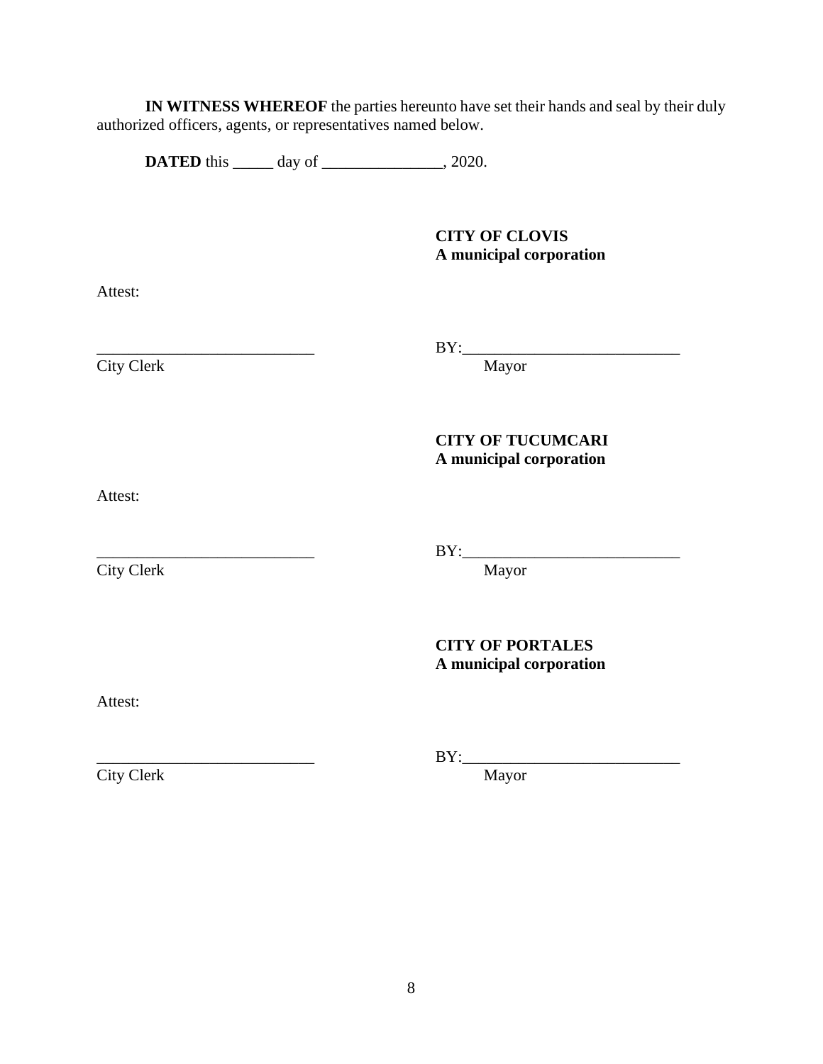**IN WITNESS WHEREOF** the parties hereunto have set their hands and seal by their duly authorized officers, agents, or representatives named below.

**DATED** this _____ day of _______________, 2020.

**CITY OF CLOVIS**
**A municipal corporation**

Attest:

___________________________ BY:___________________________
City Clerk Mayor

**CITY OF TUCUMCARI**
**A municipal corporation**

Attest:

___________________________ BY:___________________________
City Clerk Mayor

**CITY OF PORTALES**
**A municipal corporation**

Attest:

___________________________ BY:___________________________
City Clerk Mayor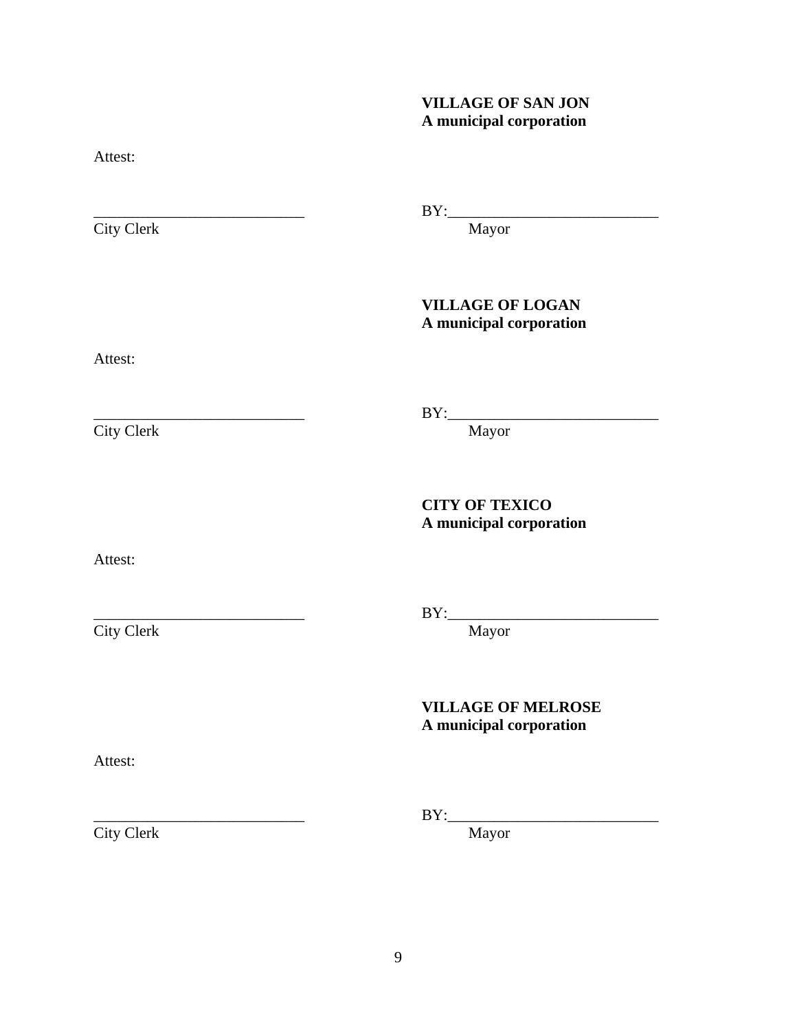**VILLAGE OF SAN JON**
**A municipal corporation**

Attest:

\_\_\_\_\_\_\_\_\_\_\_\_\_\_\_\_\_\_\_\_\_\_\_\_\_\_\_ BY:\_\_\_\_\_\_\_\_\_\_\_\_\_\_\_\_\_\_\_\_\_\_\_\_\_\_\_

City Clerk Mayor

**VILLAGE OF LOGAN**
**A municipal corporation**

Attest:

\_\_\_\_\_\_\_\_\_\_\_\_\_\_\_\_\_\_\_\_\_\_\_\_\_\_\_ BY:\_\_\_\_\_\_\_\_\_\_\_\_\_\_\_\_\_\_\_\_\_\_\_\_\_\_\_

City Clerk Mayor

**CITY OF TEXICO**
**A municipal corporation**

Attest:

\_\_\_\_\_\_\_\_\_\_\_\_\_\_\_\_\_\_\_\_\_\_\_\_\_\_\_ BY:\_\_\_\_\_\_\_\_\_\_\_\_\_\_\_\_\_\_\_\_\_\_\_\_\_\_\_

City Clerk Mayor

**VILLAGE OF MELROSE**
**A municipal corporation**

Attest:

\_\_\_\_\_\_\_\_\_\_\_\_\_\_\_\_\_\_\_\_\_\_\_\_\_\_\_ BY:\_\_\_\_\_\_\_\_\_\_\_\_\_\_\_\_\_\_\_\_\_\_\_\_\_\_\_

City Clerk Mayor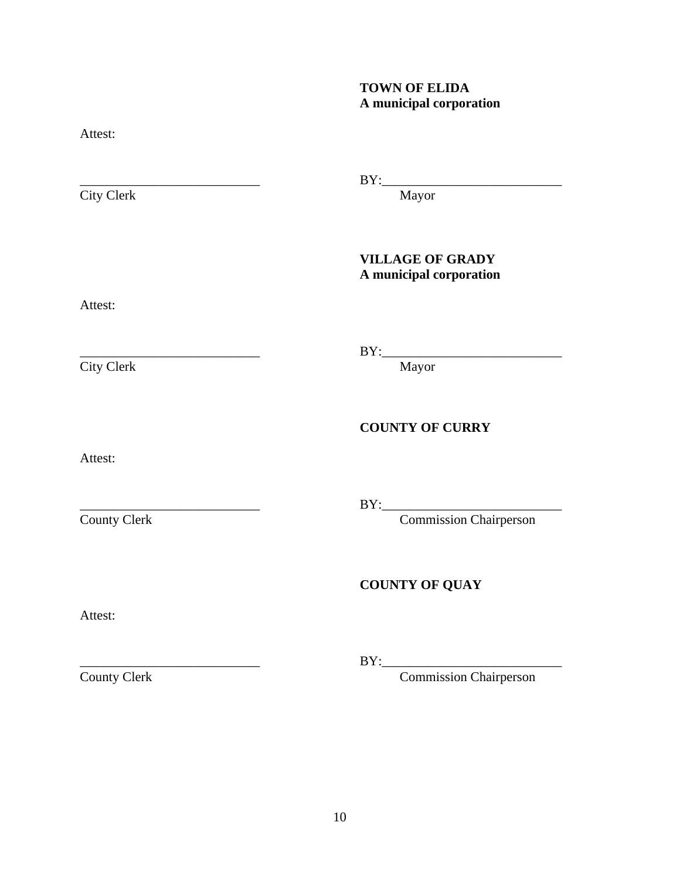**TOWN OF ELIDA**
**A municipal corporation**

Attest:

___________________________ BY:___________________________
City Clerk Mayor

**VILLAGE OF GRADY**
**A municipal corporation**

Attest:

___________________________ BY:___________________________
City Clerk Mayor

**COUNTY OF CURRY**

Attest:

___________________________ BY:___________________________
County Clerk Commission Chairperson

**COUNTY OF QUAY**

Attest:

___________________________ BY:___________________________
County Clerk Commission Chairperson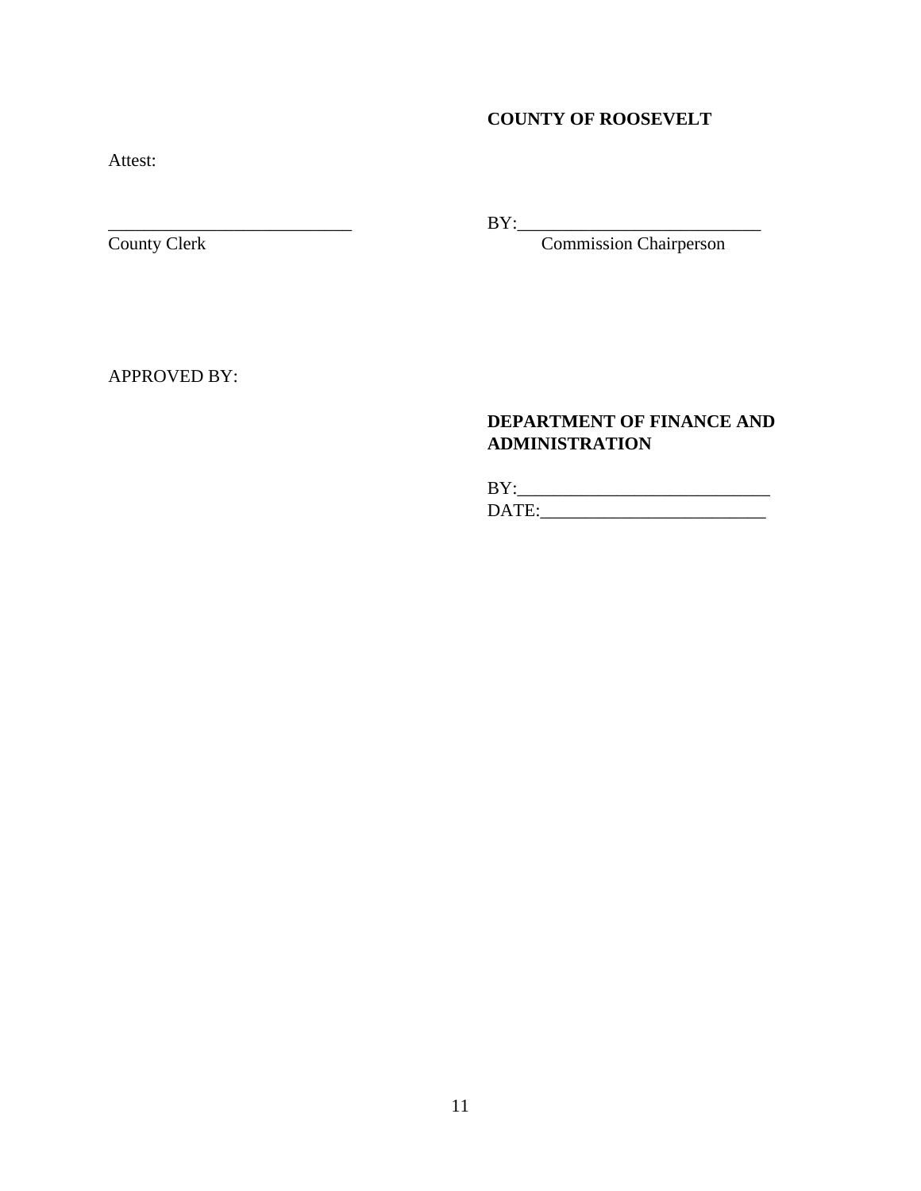**COUNTY OF ROOSEVELT**

Attest:

\_\_\_\_\_\_\_\_\_\_\_\_\_\_\_\_\_\_\_\_\_\_\_\_\_\_\_ BY:\_\_\_\_\_\_\_\_\_\_\_\_\_\_\_\_\_\_\_\_\_\_\_\_\_\_\_

County Clerk Commission Chairperson

APPROVED BY:

**DEPARTMENT OF FINANCE AND ADMINISTRATION**

BY:\_\_\_\_\_\_\_\_\_\_\_\_\_\_\_\_\_\_\_\_\_\_\_\_\_\_\_\_

DATE:\_\_\_\_\_\_\_\_\_\_\_\_\_\_\_\_\_\_\_\_\_\_\_\_\_